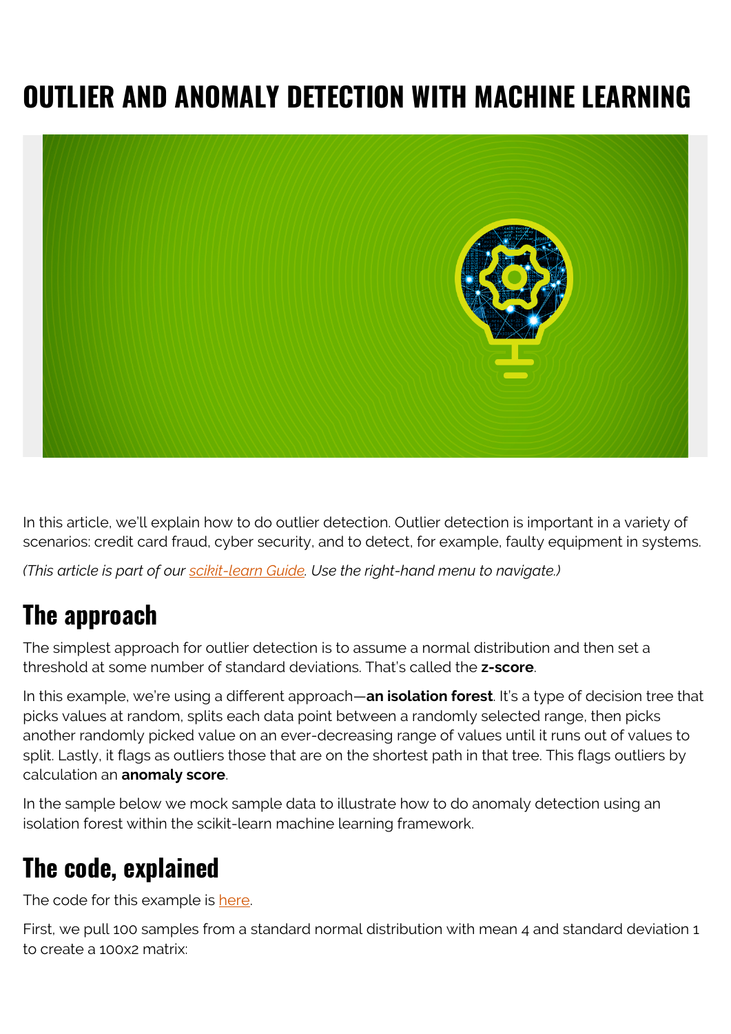# OUTLIER AND ANOMALY DETECTION WITH MACHINE LEARNING

In this article, we'll explain how to do outlier detection. Outlier detection is important in a variety of scenarios: credit card fraud, cyber security, and to detect, for example, faulty equipment in systems.

*(This article is part of our [scikit-learn Guide](). Use the right-hand menu to navigate.)*

## The approach

The simplest approach for outlier detection is to assume a normal distribution and then set a threshold at some number of standard deviations. That's called the **z-score**.

In this example, we're using a different approach—**an isolation forest**. It's a type of decision tree that picks values at random, splits each data point between a randomly selected range, then picks another randomly picked value on an ever-decreasing range of values until it runs out of values to split. Lastly, it flags as outliers those that are on the shortest path in that tree. This flags outliers by calculation an **anomaly score**.

In the sample below we mock sample data to illustrate how to do anomaly detection using an isolation forest within the scikit-learn machine learning framework.

## The code, explained

The code for this example is [here]().

First, we pull 100 samples from a standard normal distribution with mean 4 and standard deviation 1 to create a 100x2 matrix: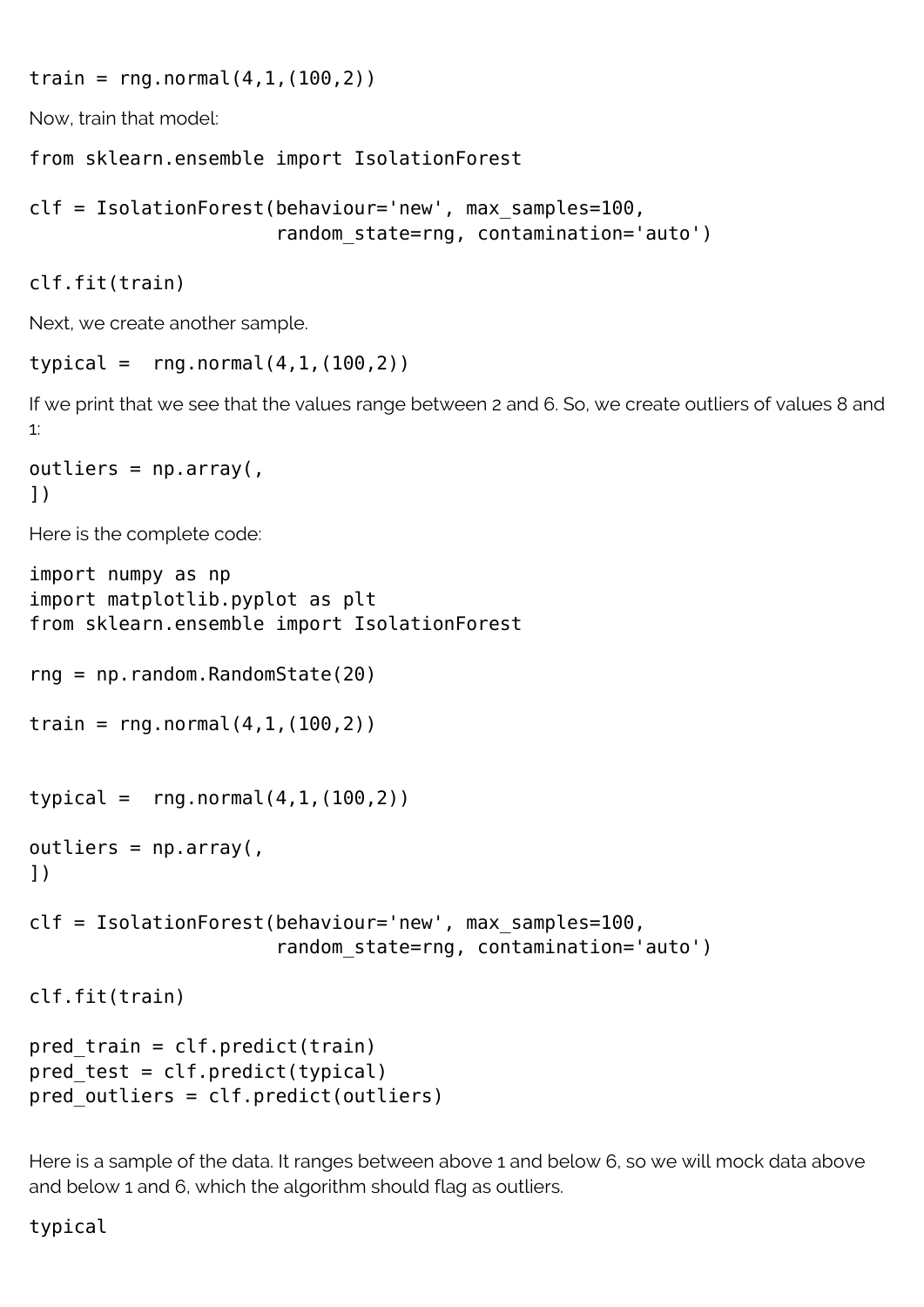```
train = rng.normal(4,1,(100,2))
```

Now, train that model:

```
from sklearn.ensemble import IsolationForest

clf = IsolationForest(behaviour='new', max_samples=100,
                      random_state=rng, contamination='auto')

clf.fit(train)
```

Next, we create another sample.

```
typical =  rng.normal(4,1,(100,2))
```

If we print that we see that the values range between 2 and 6. So, we create outliers of values 8 and 1:

```
outliers = np.array(,
])
```

Here is the complete code:

```
import numpy as np
import matplotlib.pyplot as plt
from sklearn.ensemble import IsolationForest

rng = np.random.RandomState(20)

train = rng.normal(4,1,(100,2))


typical =  rng.normal(4,1,(100,2))

outliers = np.array(,
])

clf = IsolationForest(behaviour='new', max_samples=100,
                      random_state=rng, contamination='auto')

clf.fit(train)

pred_train = clf.predict(train)
pred_test = clf.predict(typical)
pred_outliers = clf.predict(outliers)
```

Here is a sample of the data. It ranges between above 1 and below 6, so we will mock data above and below 1 and 6, which the algorithm should flag as outliers.

```
typical
```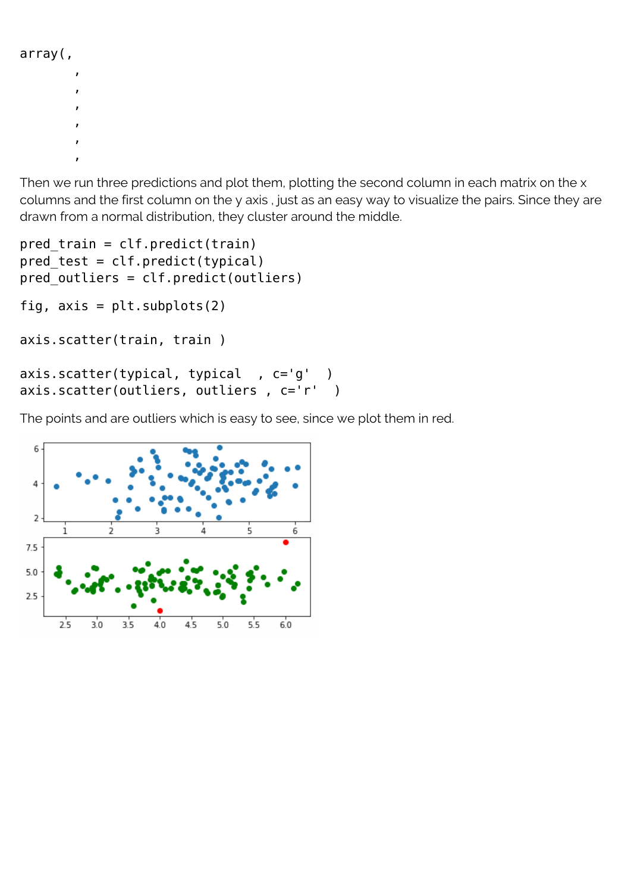```
array(,
       ,
       ,
       ,
       ,
       ,
       ,
```

Then we run three predictions and plot them, plotting the second column in each matrix on the x columns and the first column on the y axis , just as an easy way to visualize the pairs. Since they are drawn from a normal distribution, they cluster around the middle.

```
pred_train = clf.predict(train)
pred_test = clf.predict(typical)
pred_outliers = clf.predict(outliers)

fig, axis = plt.subplots(2)

axis.scatter(train, train )

axis.scatter(typical, typical  , c='g'  )
axis.scatter(outliers, outliers , c='r'  )
```

The points and are outliers which is easy to see, since we plot them in red.

6
4
2
1
2
3
4
5
6

7.5
5.0
2.5
2.5
3.0
3.5
4.0
4.5
5.0
5.5
6.0